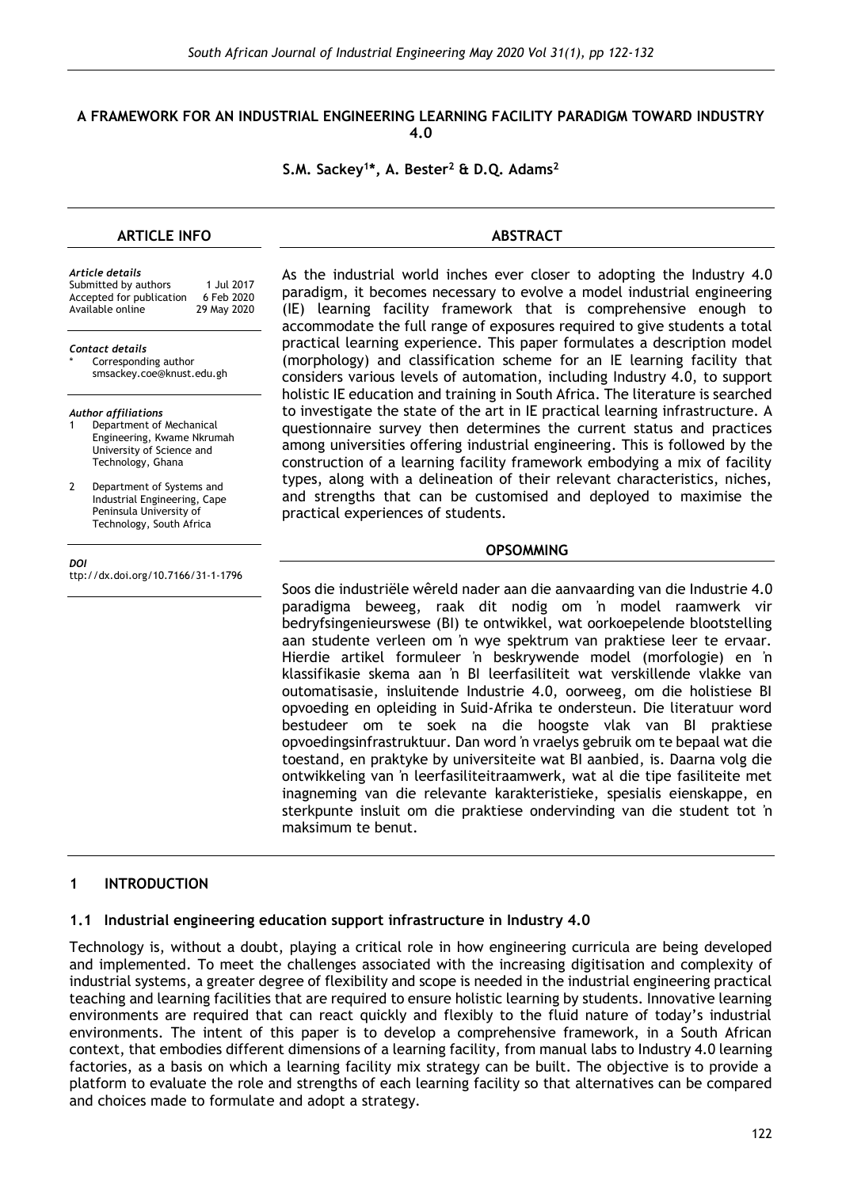# A FRAMEWORK FOR AN INDUSTRIAL ENGINEERING LEARNING FACILITY PARADIGM TOWARD INDUSTRY 4.0

**S.M. Sackey[1]*, A. Bester[2] & D.Q. Adams[2]**

## ARTICLE INFO

***Article details***
Submitted by authors 1 Jul 2017
Accepted for publication 6 Feb 2020
Available online 29 May 2020

***Contact details***
\* Corresponding author
smsackey.coe@knust.edu.gh

***Author affiliations***
1. Department of Mechanical Engineering, Kwame Nkrumah University of Science and Technology, Ghana
2. Department of Systems and Industrial Engineering, Cape Peninsula University of Technology, South Africa

***DOI***
ttp://dx.doi.org/10.7166/31-1-1796

## ABSTRACT

As the industrial world inches ever closer to adopting the Industry 4.0 paradigm, it becomes necessary to evolve a model industrial engineering (IE) learning facility framework that is comprehensive enough to accommodate the full range of exposures required to give students a total practical learning experience. This paper formulates a description model (morphology) and classification scheme for an IE learning facility that considers various levels of automation, including Industry 4.0, to support holistic IE education and training in South Africa. The literature is searched to investigate the state of the art in IE practical learning infrastructure. A questionnaire survey then determines the current status and practices among universities offering industrial engineering. This is followed by the construction of a learning facility framework embodying a mix of facility types, along with a delineation of their relevant characteristics, niches, and strengths that can be customised and deployed to maximise the practical experiences of students.

## OPSOMMING

Soos die industriële wêreld nader aan die aanvaarding van die Industrie 4.0 paradigma beweeg, raak dit nodig om 'n model raamwerk vir bedryfsingenieurswese (BI) te ontwikkel, wat oorkoepelende blootstelling aan studente verleen om 'n wye spektrum van praktiese leer te ervaar. Hierdie artikel formuleer 'n beskrywende model (morfologie) en 'n klassifikasie skema aan 'n BI leerfasiliteit wat verskillende vlakke van automatisasie, insluitende Industrie 4.0, oorweeg, om die holistiese BI opvoeding en opleiding in Suid-Afrika te ondersteun. Die literatuur word bestudeer om te soek na die hoogste vlak van BI praktiese opvoedingsinfrastruktuur. Dan word 'n vraelys gebruik om te bepaal wat die toestand, en praktyke by universiteite wat BI aanbied, is. Daarna volg die ontwikkeling van 'n leerfasiliteitraamwerk, wat al die tipe fasiliteite met inagneming van die relevante karakteristieke, spesialis eienskappe, en sterkpunte insluit om die praktiese ondervinding van die student tot 'n maksimum te benut.

## 1 INTRODUCTION

### 1.1 Industrial engineering education support infrastructure in Industry 4.0

Technology is, without a doubt, playing a critical role in how engineering curricula are being developed and implemented. To meet the challenges associated with the increasing digitisation and complexity of industrial systems, a greater degree of flexibility and scope is needed in the industrial engineering practical teaching and learning facilities that are required to ensure holistic learning by students. Innovative learning environments are required that can react quickly and flexibly to the fluid nature of today's industrial environments. The intent of this paper is to develop a comprehensive framework, in a South African context, that embodies different dimensions of a learning facility, from manual labs to Industry 4.0 learning factories, as a basis on which a learning facility mix strategy can be built. The objective is to provide a platform to evaluate the role and strengths of each learning facility so that alternatives can be compared and choices made to formulate and adopt a strategy.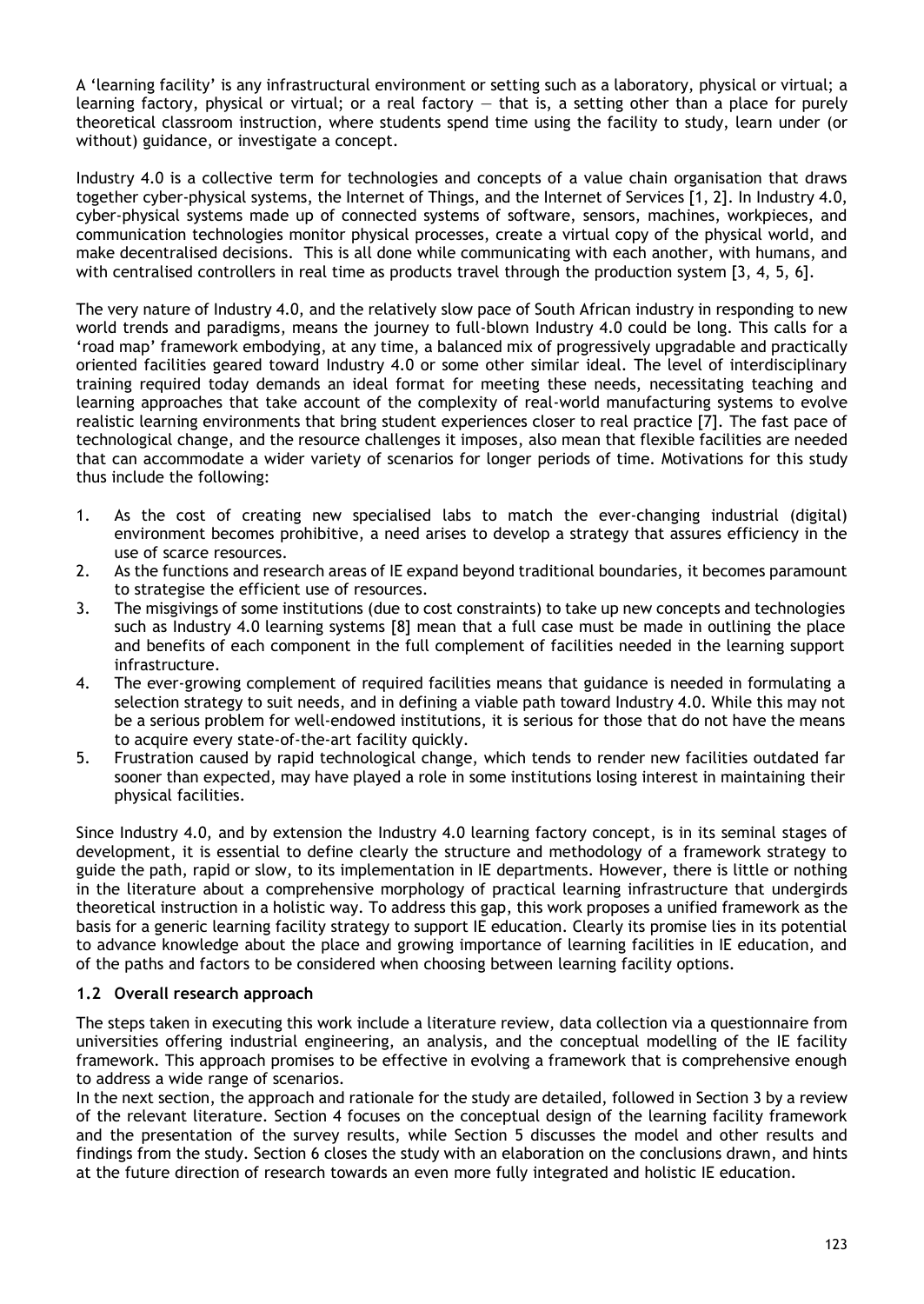A 'learning facility' is any infrastructural environment or setting such as a laboratory, physical or virtual; a learning factory, physical or virtual; or a real factory — that is, a setting other than a place for purely theoretical classroom instruction, where students spend time using the facility to study, learn under (or without) guidance, or investigate a concept.

Industry 4.0 is a collective term for technologies and concepts of a value chain organisation that draws together cyber-physical systems, the Internet of Things, and the Internet of Services [1, 2]. In Industry 4.0, cyber-physical systems made up of connected systems of software, sensors, machines, workpieces, and communication technologies monitor physical processes, create a virtual copy of the physical world, and make decentralised decisions. This is all done while communicating with each another, with humans, and with centralised controllers in real time as products travel through the production system [3, 4, 5, 6].

The very nature of Industry 4.0, and the relatively slow pace of South African industry in responding to new world trends and paradigms, means the journey to full-blown Industry 4.0 could be long. This calls for a 'road map' framework embodying, at any time, a balanced mix of progressively upgradable and practically oriented facilities geared toward Industry 4.0 or some other similar ideal. The level of interdisciplinary training required today demands an ideal format for meeting these needs, necessitating teaching and learning approaches that take account of the complexity of real-world manufacturing systems to evolve realistic learning environments that bring student experiences closer to real practice [7]. The fast pace of technological change, and the resource challenges it imposes, also mean that flexible facilities are needed that can accommodate a wider variety of scenarios for longer periods of time. Motivations for this study thus include the following:

1. As the cost of creating new specialised labs to match the ever-changing industrial (digital) environment becomes prohibitive, a need arises to develop a strategy that assures efficiency in the use of scarce resources.
2. As the functions and research areas of IE expand beyond traditional boundaries, it becomes paramount to strategise the efficient use of resources.
3. The misgivings of some institutions (due to cost constraints) to take up new concepts and technologies such as Industry 4.0 learning systems [8] mean that a full case must be made in outlining the place and benefits of each component in the full complement of facilities needed in the learning support infrastructure.
4. The ever-growing complement of required facilities means that guidance is needed in formulating a selection strategy to suit needs, and in defining a viable path toward Industry 4.0. While this may not be a serious problem for well-endowed institutions, it is serious for those that do not have the means to acquire every state-of-the-art facility quickly.
5. Frustration caused by rapid technological change, which tends to render new facilities outdated far sooner than expected, may have played a role in some institutions losing interest in maintaining their physical facilities.

Since Industry 4.0, and by extension the Industry 4.0 learning factory concept, is in its seminal stages of development, it is essential to define clearly the structure and methodology of a framework strategy to guide the path, rapid or slow, to its implementation in IE departments. However, there is little or nothing in the literature about a comprehensive morphology of practical learning infrastructure that undergirds theoretical instruction in a holistic way. To address this gap, this work proposes a unified framework as the basis for a generic learning facility strategy to support IE education. Clearly its promise lies in its potential to advance knowledge about the place and growing importance of learning facilities in IE education, and of the paths and factors to be considered when choosing between learning facility options.

### 1.2 Overall research approach

The steps taken in executing this work include a literature review, data collection via a questionnaire from universities offering industrial engineering, an analysis, and the conceptual modelling of the IE facility framework. This approach promises to be effective in evolving a framework that is comprehensive enough to address a wide range of scenarios.

In the next section, the approach and rationale for the study are detailed, followed in Section 3 by a review of the relevant literature. Section 4 focuses on the conceptual design of the learning facility framework and the presentation of the survey results, while Section 5 discusses the model and other results and findings from the study. Section 6 closes the study with an elaboration on the conclusions drawn, and hints at the future direction of research towards an even more fully integrated and holistic IE education.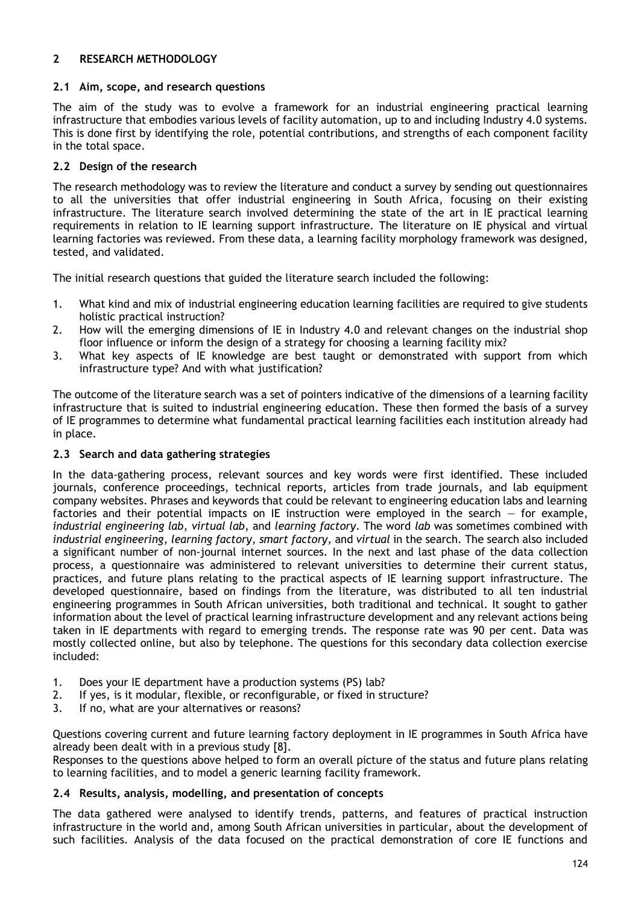## 2 RESEARCH METHODOLOGY

### 2.1 Aim, scope, and research questions

The aim of the study was to evolve a framework for an industrial engineering practical learning infrastructure that embodies various levels of facility automation, up to and including Industry 4.0 systems. This is done first by identifying the role, potential contributions, and strengths of each component facility in the total space.

### 2.2 Design of the research

The research methodology was to review the literature and conduct a survey by sending out questionnaires to all the universities that offer industrial engineering in South Africa, focusing on their existing infrastructure. The literature search involved determining the state of the art in IE practical learning requirements in relation to IE learning support infrastructure. The literature on IE physical and virtual learning factories was reviewed. From these data, a learning facility morphology framework was designed, tested, and validated.

The initial research questions that guided the literature search included the following:

1. What kind and mix of industrial engineering education learning facilities are required to give students holistic practical instruction?
2. How will the emerging dimensions of IE in Industry 4.0 and relevant changes on the industrial shop floor influence or inform the design of a strategy for choosing a learning facility mix?
3. What key aspects of IE knowledge are best taught or demonstrated with support from which infrastructure type? And with what justification?

The outcome of the literature search was a set of pointers indicative of the dimensions of a learning facility infrastructure that is suited to industrial engineering education. These then formed the basis of a survey of IE programmes to determine what fundamental practical learning facilities each institution already had in place.

### 2.3 Search and data gathering strategies

In the data-gathering process, relevant sources and key words were first identified. These included journals, conference proceedings, technical reports, articles from trade journals, and lab equipment company websites. Phrases and keywords that could be relevant to engineering education labs and learning factories and their potential impacts on IE instruction were employed in the search — for example, *industrial engineering lab*, *virtual lab*, and *learning factory*. The word *lab* was sometimes combined with *industrial engineering*, *learning factory*, *smart factory,* and *virtual* in the search. The search also included a significant number of non-journal internet sources. In the next and last phase of the data collection process, a questionnaire was administered to relevant universities to determine their current status, practices, and future plans relating to the practical aspects of IE learning support infrastructure. The developed questionnaire, based on findings from the literature, was distributed to all ten industrial engineering programmes in South African universities, both traditional and technical. It sought to gather information about the level of practical learning infrastructure development and any relevant actions being taken in IE departments with regard to emerging trends. The response rate was 90 per cent. Data was mostly collected online, but also by telephone. The questions for this secondary data collection exercise included:

1. Does your IE department have a production systems (PS) lab?
2. If yes, is it modular, flexible, or reconfigurable, or fixed in structure?
3. If no, what are your alternatives or reasons?

Questions covering current and future learning factory deployment in IE programmes in South Africa have already been dealt with in a previous study [8].
Responses to the questions above helped to form an overall picture of the status and future plans relating to learning facilities, and to model a generic learning facility framework.

### 2.4 Results, analysis, modelling, and presentation of concepts

The data gathered were analysed to identify trends, patterns, and features of practical instruction infrastructure in the world and, among South African universities in particular, about the development of such facilities. Analysis of the data focused on the practical demonstration of core IE functions and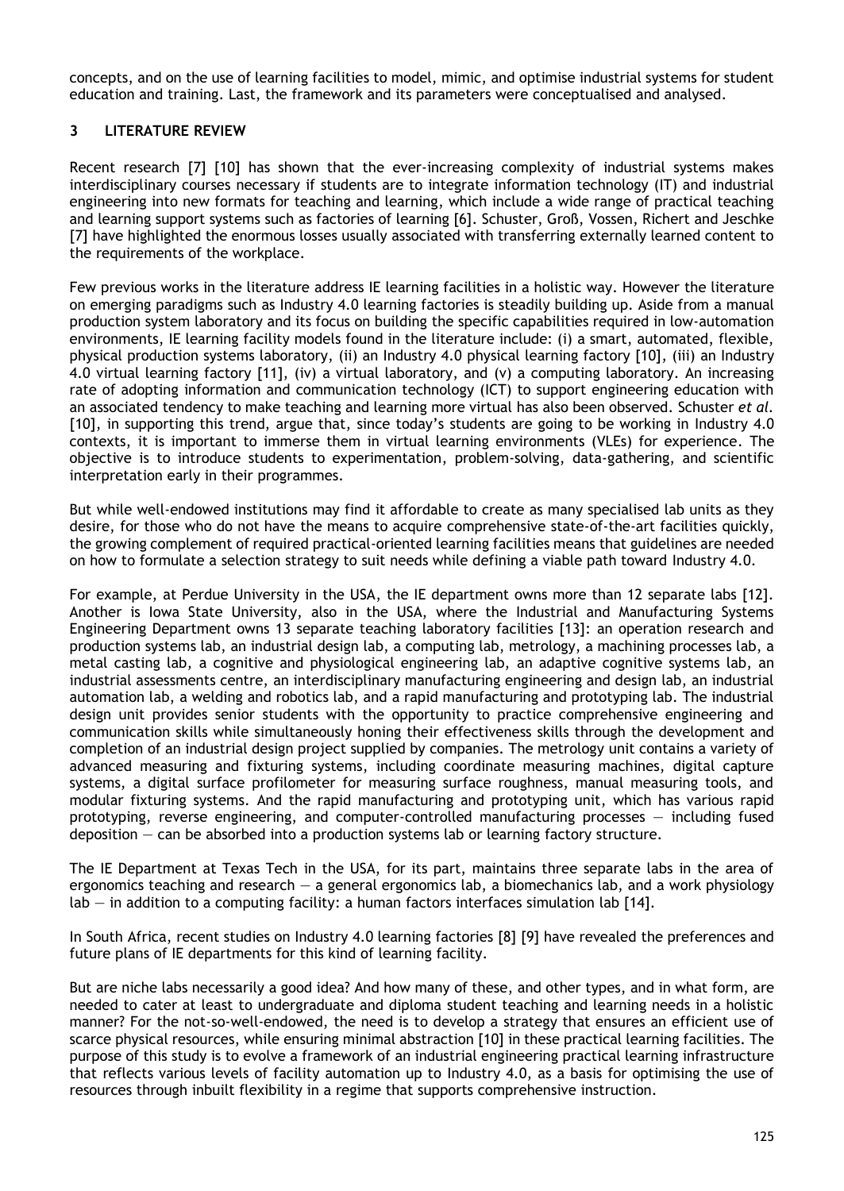concepts, and on the use of learning facilities to model, mimic, and optimise industrial systems for student education and training. Last, the framework and its parameters were conceptualised and analysed.

## 3 LITERATURE REVIEW

Recent research [7] [10] has shown that the ever-increasing complexity of industrial systems makes interdisciplinary courses necessary if students are to integrate information technology (IT) and industrial engineering into new formats for teaching and learning, which include a wide range of practical teaching and learning support systems such as factories of learning [6]. Schuster, Groß, Vossen, Richert and Jeschke [7] have highlighted the enormous losses usually associated with transferring externally learned content to the requirements of the workplace.

Few previous works in the literature address IE learning facilities in a holistic way. However the literature on emerging paradigms such as Industry 4.0 learning factories is steadily building up. Aside from a manual production system laboratory and its focus on building the specific capabilities required in low-automation environments, IE learning facility models found in the literature include: (i) a smart, automated, flexible, physical production systems laboratory, (ii) an Industry 4.0 physical learning factory [10], (iii) an Industry 4.0 virtual learning factory [11], (iv) a virtual laboratory, and (v) a computing laboratory. An increasing rate of adopting information and communication technology (ICT) to support engineering education with an associated tendency to make teaching and learning more virtual has also been observed. Schuster *et al.* [10], in supporting this trend, argue that, since today's students are going to be working in Industry 4.0 contexts, it is important to immerse them in virtual learning environments (VLEs) for experience. The objective is to introduce students to experimentation, problem-solving, data-gathering, and scientific interpretation early in their programmes.

But while well-endowed institutions may find it affordable to create as many specialised lab units as they desire, for those who do not have the means to acquire comprehensive state-of-the-art facilities quickly, the growing complement of required practical-oriented learning facilities means that guidelines are needed on how to formulate a selection strategy to suit needs while defining a viable path toward Industry 4.0.

For example, at Perdue University in the USA, the IE department owns more than 12 separate labs [12]. Another is Iowa State University, also in the USA, where the Industrial and Manufacturing Systems Engineering Department owns 13 separate teaching laboratory facilities [13]: an operation research and production systems lab, an industrial design lab, a computing lab, metrology, a machining processes lab, a metal casting lab, a cognitive and physiological engineering lab, an adaptive cognitive systems lab, an industrial assessments centre, an interdisciplinary manufacturing engineering and design lab, an industrial automation lab, a welding and robotics lab, and a rapid manufacturing and prototyping lab. The industrial design unit provides senior students with the opportunity to practice comprehensive engineering and communication skills while simultaneously honing their effectiveness skills through the development and completion of an industrial design project supplied by companies. The metrology unit contains a variety of advanced measuring and fixturing systems, including coordinate measuring machines, digital capture systems, a digital surface profilometer for measuring surface roughness, manual measuring tools, and modular fixturing systems. And the rapid manufacturing and prototyping unit, which has various rapid prototyping, reverse engineering, and computer-controlled manufacturing processes — including fused deposition — can be absorbed into a production systems lab or learning factory structure.

The IE Department at Texas Tech in the USA, for its part, maintains three separate labs in the area of ergonomics teaching and research — a general ergonomics lab, a biomechanics lab, and a work physiology lab — in addition to a computing facility: a human factors interfaces simulation lab [14].

In South Africa, recent studies on Industry 4.0 learning factories [8] [9] have revealed the preferences and future plans of IE departments for this kind of learning facility.

But are niche labs necessarily a good idea? And how many of these, and other types, and in what form, are needed to cater at least to undergraduate and diploma student teaching and learning needs in a holistic manner? For the not-so-well-endowed, the need is to develop a strategy that ensures an efficient use of scarce physical resources, while ensuring minimal abstraction [10] in these practical learning facilities. The purpose of this study is to evolve a framework of an industrial engineering practical learning infrastructure that reflects various levels of facility automation up to Industry 4.0, as a basis for optimising the use of resources through inbuilt flexibility in a regime that supports comprehensive instruction.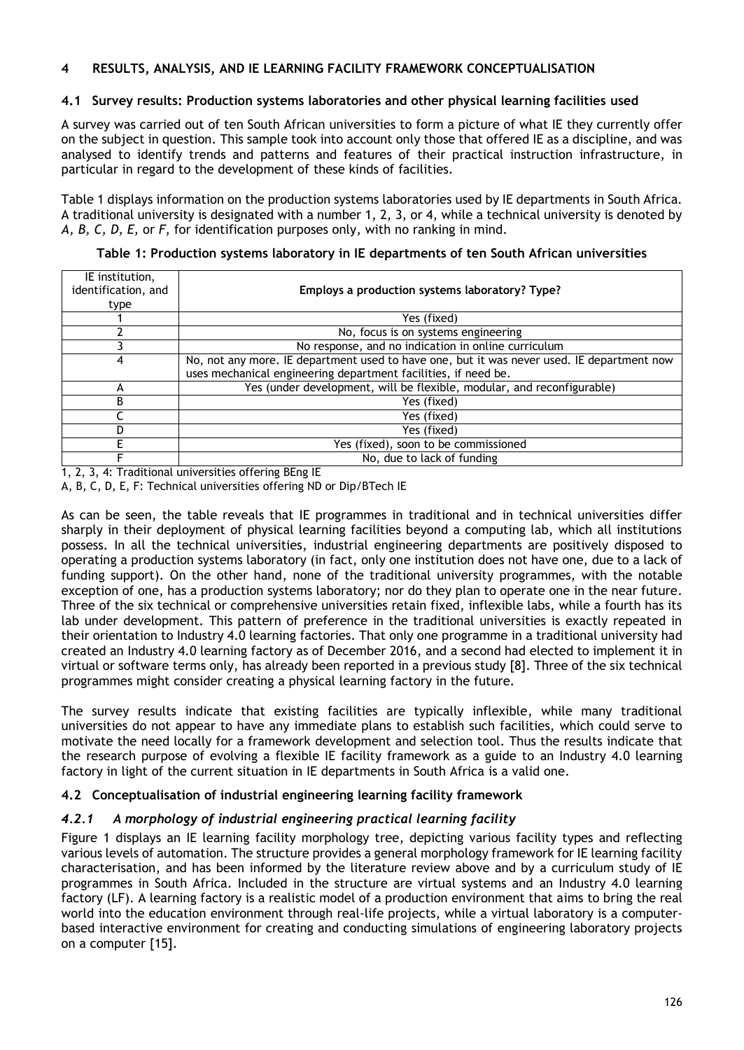## 4 RESULTS, ANALYSIS, AND IE LEARNING FACILITY FRAMEWORK CONCEPTUALISATION

### 4.1 Survey results: Production systems laboratories and other physical learning facilities used

A survey was carried out of ten South African universities to form a picture of what IE they currently offer on the subject in question. This sample took into account only those that offered IE as a discipline, and was analysed to identify trends and patterns and features of their practical instruction infrastructure, in particular in regard to the development of these kinds of facilities.

Table 1 displays information on the production systems laboratories used by IE departments in South Africa. A traditional university is designated with a number 1, 2, 3, or 4, while a technical university is denoted by *A, B, C, D, E,* or *F*, for identification purposes only, with no ranking in mind.

**Table 1: Production systems laboratory in IE departments of ten South African universities**

| IE institution, identification, and type | **Employs a production systems laboratory? Type?** |
|---|---|
| 1 | Yes (fixed) |
| 2 | No, focus is on systems engineering |
| 3 | No response, and no indication in online curriculum |
| 4 | No, not any more. IE department used to have one, but it was never used. IE department now uses mechanical engineering department facilities, if need be. |
| A | Yes (under development, will be flexible, modular, and reconfigurable) |
| B | Yes (fixed) |
| C | Yes (fixed) |
| D | Yes (fixed) |
| E | Yes (fixed), soon to be commissioned |
| F | No, due to lack of funding |

1, 2, 3, 4: Traditional universities offering BEng IE

A, B, C, D, E, F: Technical universities offering ND or Dip/BTech IE

As can be seen, the table reveals that IE programmes in traditional and in technical universities differ sharply in their deployment of physical learning facilities beyond a computing lab, which all institutions possess. In all the technical universities, industrial engineering departments are positively disposed to operating a production systems laboratory (in fact, only one institution does not have one, due to a lack of funding support). On the other hand, none of the traditional university programmes, with the notable exception of one, has a production systems laboratory; nor do they plan to operate one in the near future. Three of the six technical or comprehensive universities retain fixed, inflexible labs, while a fourth has its lab under development. This pattern of preference in the traditional universities is exactly repeated in their orientation to Industry 4.0 learning factories. That only one programme in a traditional university had created an Industry 4.0 learning factory as of December 2016, and a second had elected to implement it in virtual or software terms only, has already been reported in a previous study [8]. Three of the six technical programmes might consider creating a physical learning factory in the future.

The survey results indicate that existing facilities are typically inflexible, while many traditional universities do not appear to have any immediate plans to establish such facilities, which could serve to motivate the need locally for a framework development and selection tool. Thus the results indicate that the research purpose of evolving a flexible IE facility framework as a guide to an Industry 4.0 learning factory in light of the current situation in IE departments in South Africa is a valid one.

### 4.2 Conceptualisation of industrial engineering learning facility framework

#### *4.2.1 A morphology of industrial engineering practical learning facility*

Figure 1 displays an IE learning facility morphology tree, depicting various facility types and reflecting various levels of automation. The structure provides a general morphology framework for IE learning facility characterisation, and has been informed by the literature review above and by a curriculum study of IE programmes in South Africa. Included in the structure are virtual systems and an Industry 4.0 learning factory (LF). A learning factory is a realistic model of a production environment that aims to bring the real world into the education environment through real-life projects, while a virtual laboratory is a computer-based interactive environment for creating and conducting simulations of engineering laboratory projects on a computer [15].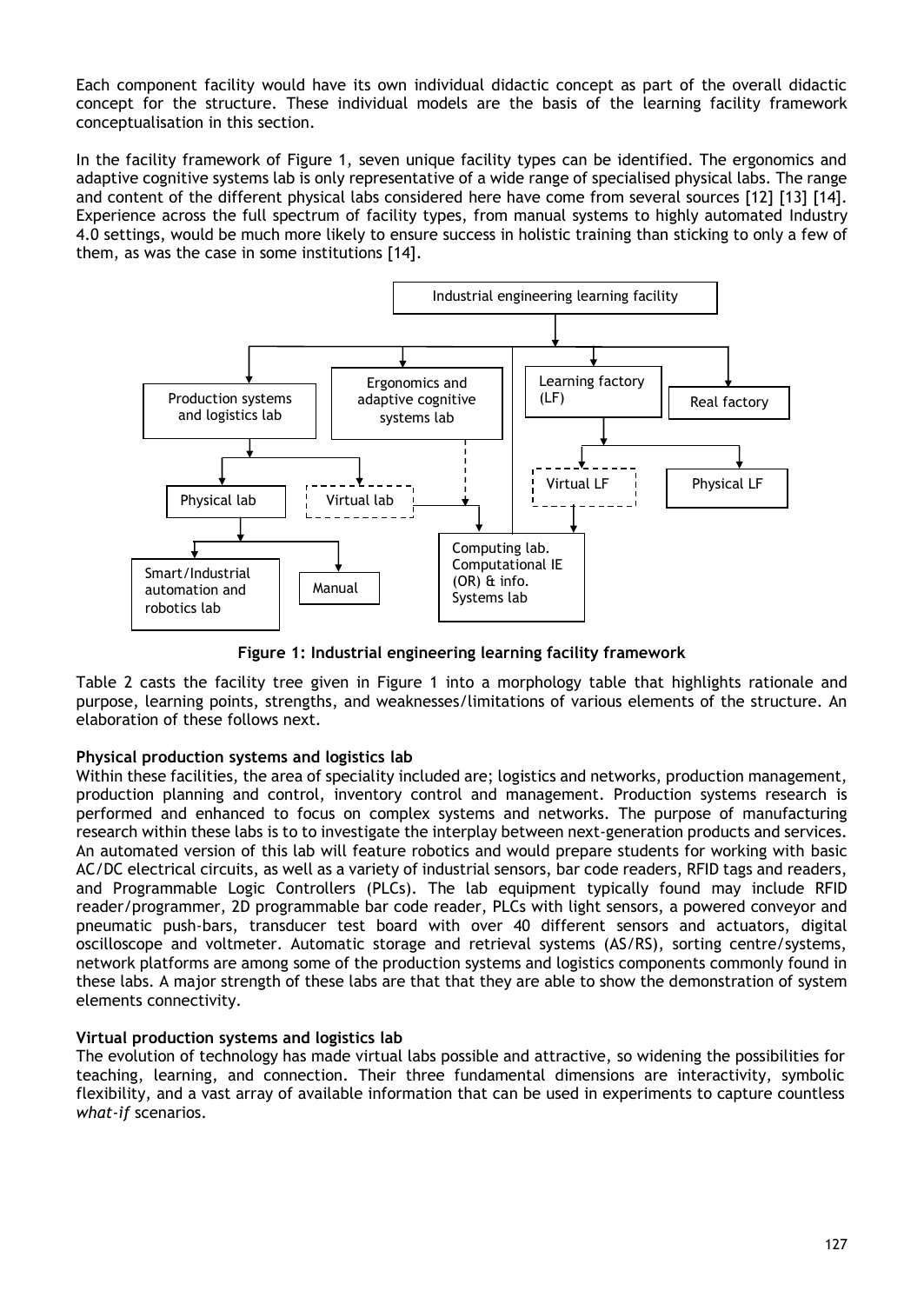Each component facility would have its own individual didactic concept as part of the overall didactic concept for the structure. These individual models are the basis of the learning facility framework conceptualisation in this section.

In the facility framework of Figure 1, seven unique facility types can be identified. The ergonomics and adaptive cognitive systems lab is only representative of a wide range of specialised physical labs. The range and content of the different physical labs considered here have come from several sources [12] [13] [14]. Experience across the full spectrum of facility types, from manual systems to highly automated Industry 4.0 settings, would be much more likely to ensure success in holistic training than sticking to only a few of them, as was the case in some institutions [14].

Industrial engineering learning facility

Production systems and logistics lab

Ergonomics and adaptive cognitive systems lab

Learning factory (LF)

Real factory

Physical lab

Virtual lab

Virtual LF

Physical LF

Smart/Industrial automation and robotics lab

Manual

Computing lab. Computational IE (OR) & info. Systems lab

**Figure 1: Industrial engineering learning facility framework**

Table 2 casts the facility tree given in Figure 1 into a morphology table that highlights rationale and purpose, learning points, strengths, and weaknesses/limitations of various elements of the structure. An elaboration of these follows next.

**Physical production systems and logistics lab**

Within these facilities, the area of speciality included are; logistics and networks, production management, production planning and control, inventory control and management. Production systems research is performed and enhanced to focus on complex systems and networks. The purpose of manufacturing research within these labs is to to investigate the interplay between next-generation products and services. An automated version of this lab will feature robotics and would prepare students for working with basic AC/DC electrical circuits, as well as a variety of industrial sensors, bar code readers, RFID tags and readers, and Programmable Logic Controllers (PLCs). The lab equipment typically found may include RFID reader/programmer, 2D programmable bar code reader, PLCs with light sensors, a powered conveyor and pneumatic push-bars, transducer test board with over 40 different sensors and actuators, digital oscilloscope and voltmeter. Automatic storage and retrieval systems (AS/RS), sorting centre/systems, network platforms are among some of the production systems and logistics components commonly found in these labs. A major strength of these labs are that that they are able to show the demonstration of system elements connectivity.

**Virtual production systems and logistics lab**

The evolution of technology has made virtual labs possible and attractive, so widening the possibilities for teaching, learning, and connection. Their three fundamental dimensions are interactivity, symbolic flexibility, and a vast array of available information that can be used in experiments to capture countless *what-if* scenarios.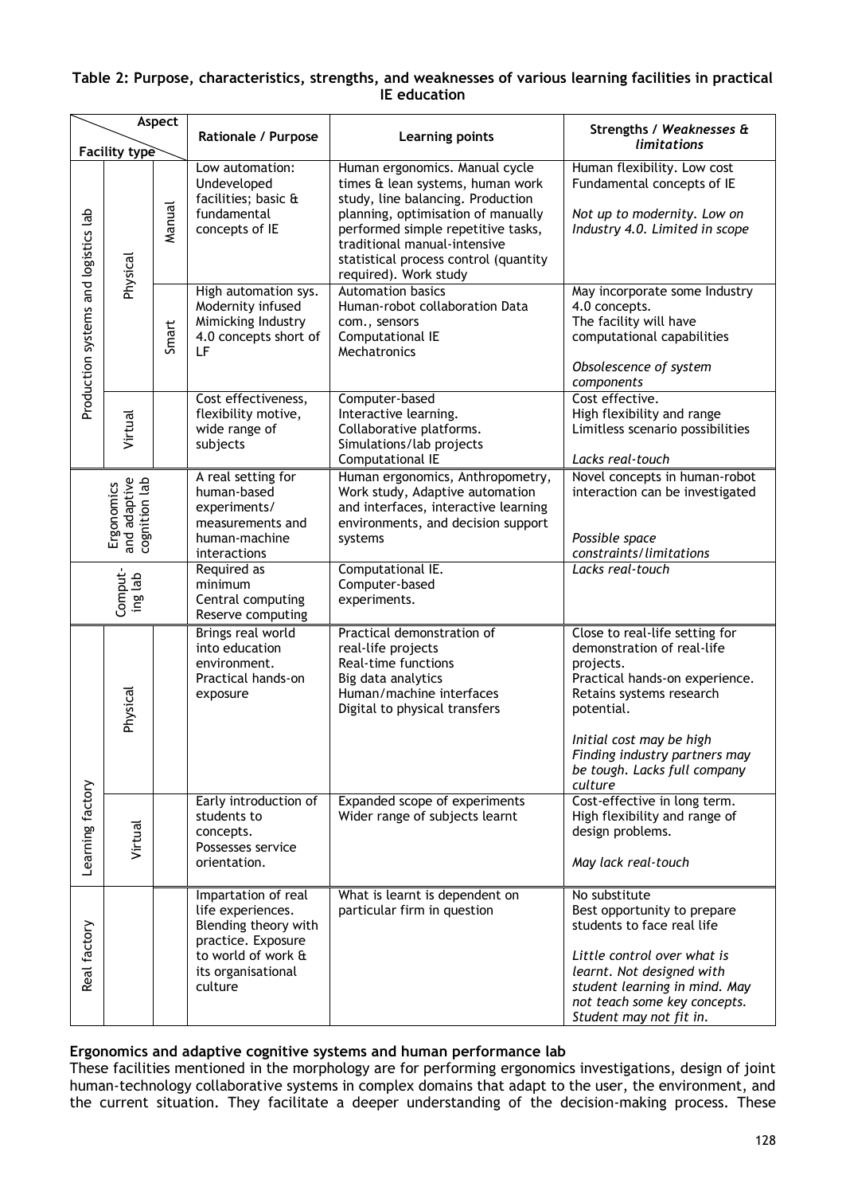**Table 2: Purpose, characteristics, strengths, and weaknesses of various learning facilities in practical IE education**

| Facility type | | | Rationale / Purpose | Learning points | Strengths / *Weaknesses & limitations* |
|---|---|---|---|---|---|
| Production systems and logistics lab | Physical | Manual | Low automation: Undeveloped facilities; basic & fundamental concepts of IE | Human ergonomics. Manual cycle times & lean systems, human work study, line balancing. Production planning, optimisation of manually performed simple repetitive tasks, traditional manual-intensive statistical process control (quantity required). Work study | Human flexibility. Low cost Fundamental concepts of IE<br><br>*Not up to modernity. Low on Industry 4.0. Limited in scope* |
| | | Smart | High automation sys. Modernity infused Mimicking Industry 4.0 concepts short of LF | Automation basics<br>Human-robot collaboration Data com., sensors<br>Computational IE<br>Mechatronics | May incorporate some Industry 4.0 concepts.<br>The facility will have computational capabilities<br><br>*Obsolescence of system components* |
| | Virtual | | Cost effectiveness, flexibility motive, wide range of subjects | Computer-based<br>Interactive learning.<br>Collaborative platforms.<br>Simulations/lab projects<br>Computational IE | Cost effective.<br>High flexibility and range<br>Limitless scenario possibilities<br><br>*Lacks real-touch* |
| Ergonomics and adaptive cognition lab | | | A real setting for human-based experiments/ measurements and human-machine interactions | Human ergonomics, Anthropometry, Work study, Adaptive automation and interfaces, interactive learning environments, and decision support systems | Novel concepts in human-robot interaction can be investigated<br><br>*Possible space constraints/limitations* |
| Comput-ing lab | | | Required as minimum<br>Central computing<br>Reserve computing | Computational IE.<br>Computer-based experiments. | *Lacks real-touch* |
| Learning factory | Physical | | Brings real world into education environment.<br>Practical hands-on exposure | Practical demonstration of real-life projects<br>Real-time functions<br>Big data analytics<br>Human/machine interfaces<br>Digital to physical transfers | Close to real-life setting for demonstration of real-life projects.<br>Practical hands-on experience.<br>Retains systems research potential.<br><br>*Initial cost may be high*<br>*Finding industry partners may be tough. Lacks full company culture* |
| | Virtual | | Early introduction of students to concepts.<br>Possesses service orientation. | Expanded scope of experiments<br>Wider range of subjects learnt | Cost-effective in long term.<br>High flexibility and range of design problems.<br><br>*May lack real-touch* |
| Real factory | | | Impartation of real life experiences. Blending theory with practice. Exposure to world of work & its organisational culture | What is learnt is dependent on particular firm in question | No substitute<br>Best opportunity to prepare students to face real life<br><br>*Little control over what is learnt. Not designed with student learning in mind. May not teach some key concepts. Student may not fit in.* |

**Ergonomics and adaptive cognitive systems and human performance lab**

These facilities mentioned in the morphology are for performing ergonomics investigations, design of joint human-technology collaborative systems in complex domains that adapt to the user, the environment, and the current situation. They facilitate a deeper understanding of the decision-making process. These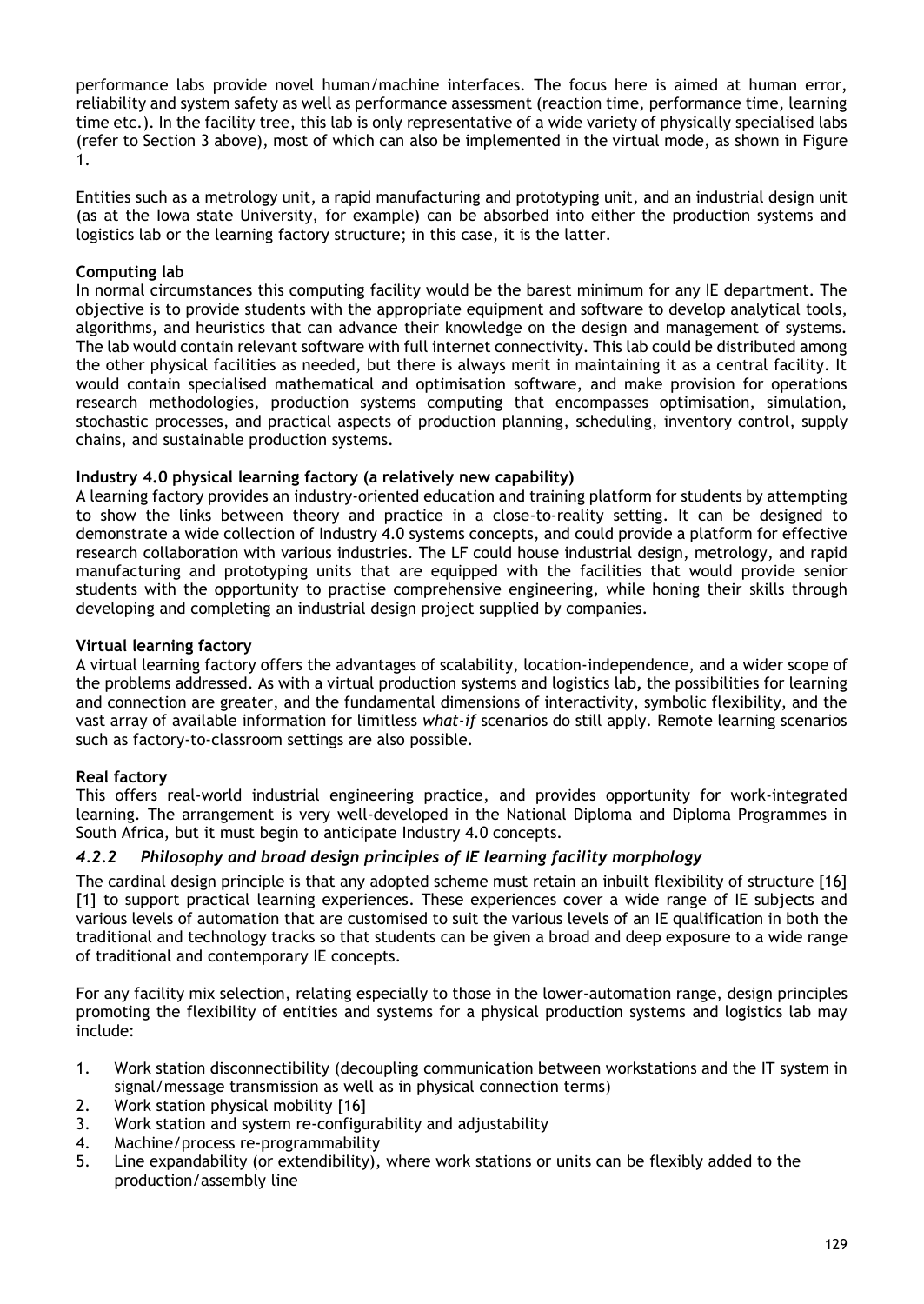performance labs provide novel human/machine interfaces. The focus here is aimed at human error, reliability and system safety as well as performance assessment (reaction time, performance time, learning time etc.). In the facility tree, this lab is only representative of a wide variety of physically specialised labs (refer to Section 3 above), most of which can also be implemented in the virtual mode, as shown in Figure 1.

Entities such as a metrology unit, a rapid manufacturing and prototyping unit, and an industrial design unit (as at the Iowa state University, for example) can be absorbed into either the production systems and logistics lab or the learning factory structure; in this case, it is the latter.

**Computing lab**

In normal circumstances this computing facility would be the barest minimum for any IE department. The objective is to provide students with the appropriate equipment and software to develop analytical tools, algorithms, and heuristics that can advance their knowledge on the design and management of systems. The lab would contain relevant software with full internet connectivity. This lab could be distributed among the other physical facilities as needed, but there is always merit in maintaining it as a central facility. It would contain specialised mathematical and optimisation software, and make provision for operations research methodologies, production systems computing that encompasses optimisation, simulation, stochastic processes, and practical aspects of production planning, scheduling, inventory control, supply chains, and sustainable production systems.

**Industry 4.0 physical learning factory (a relatively new capability)**

A learning factory provides an industry-oriented education and training platform for students by attempting to show the links between theory and practice in a close-to-reality setting. It can be designed to demonstrate a wide collection of Industry 4.0 systems concepts, and could provide a platform for effective research collaboration with various industries. The LF could house industrial design, metrology, and rapid manufacturing and prototyping units that are equipped with the facilities that would provide senior students with the opportunity to practise comprehensive engineering, while honing their skills through developing and completing an industrial design project supplied by companies.

**Virtual learning factory**

A virtual learning factory offers the advantages of scalability, location-independence, and a wider scope of the problems addressed. As with a virtual production systems and logistics lab**,** the possibilities for learning and connection are greater, and the fundamental dimensions of interactivity, symbolic flexibility, and the vast array of available information for limitless *what-if* scenarios do still apply. Remote learning scenarios such as factory-to-classroom settings are also possible.

**Real factory**

This offers real-world industrial engineering practice, and provides opportunity for work-integrated learning. The arrangement is very well-developed in the National Diploma and Diploma Programmes in South Africa, but it must begin to anticipate Industry 4.0 concepts.

### *4.2.2 Philosophy and broad design principles of IE learning facility morphology*

The cardinal design principle is that any adopted scheme must retain an inbuilt flexibility of structure [16] [1] to support practical learning experiences. These experiences cover a wide range of IE subjects and various levels of automation that are customised to suit the various levels of an IE qualification in both the traditional and technology tracks so that students can be given a broad and deep exposure to a wide range of traditional and contemporary IE concepts.

For any facility mix selection, relating especially to those in the lower-automation range, design principles promoting the flexibility of entities and systems for a physical production systems and logistics lab may include:

1. Work station disconnectibility (decoupling communication between workstations and the IT system in signal/message transmission as well as in physical connection terms)
2. Work station physical mobility [16]
3. Work station and system re-configurability and adjustability
4. Machine/process re-programmability
5. Line expandability (or extendibility), where work stations or units can be flexibly added to the production/assembly line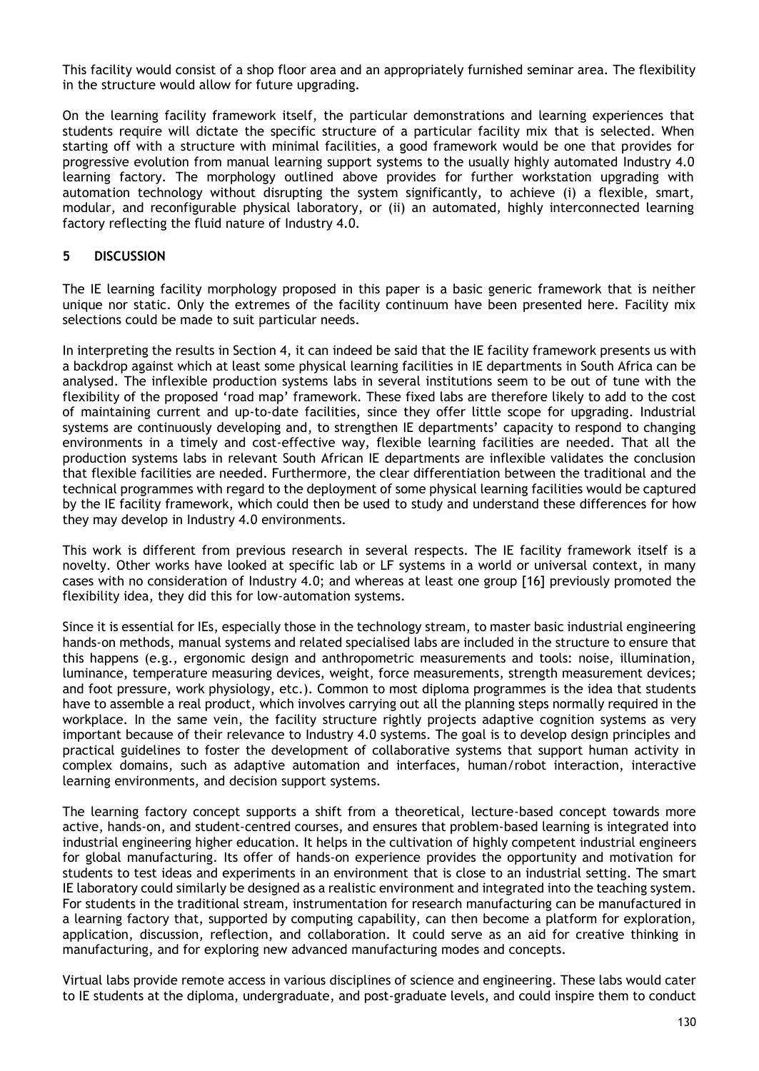This facility would consist of a shop floor area and an appropriately furnished seminar area. The flexibility in the structure would allow for future upgrading.

On the learning facility framework itself, the particular demonstrations and learning experiences that students require will dictate the specific structure of a particular facility mix that is selected. When starting off with a structure with minimal facilities, a good framework would be one that provides for progressive evolution from manual learning support systems to the usually highly automated Industry 4.0 learning factory. The morphology outlined above provides for further workstation upgrading with automation technology without disrupting the system significantly, to achieve (i) a flexible, smart, modular, and reconfigurable physical laboratory, or (ii) an automated, highly interconnected learning factory reflecting the fluid nature of Industry 4.0.

## 5 DISCUSSION

The IE learning facility morphology proposed in this paper is a basic generic framework that is neither unique nor static. Only the extremes of the facility continuum have been presented here. Facility mix selections could be made to suit particular needs.

In interpreting the results in Section 4, it can indeed be said that the IE facility framework presents us with a backdrop against which at least some physical learning facilities in IE departments in South Africa can be analysed. The inflexible production systems labs in several institutions seem to be out of tune with the flexibility of the proposed 'road map' framework. These fixed labs are therefore likely to add to the cost of maintaining current and up-to-date facilities, since they offer little scope for upgrading. Industrial systems are continuously developing and, to strengthen IE departments' capacity to respond to changing environments in a timely and cost-effective way, flexible learning facilities are needed. That all the production systems labs in relevant South African IE departments are inflexible validates the conclusion that flexible facilities are needed. Furthermore, the clear differentiation between the traditional and the technical programmes with regard to the deployment of some physical learning facilities would be captured by the IE facility framework, which could then be used to study and understand these differences for how they may develop in Industry 4.0 environments.

This work is different from previous research in several respects. The IE facility framework itself is a novelty. Other works have looked at specific lab or LF systems in a world or universal context, in many cases with no consideration of Industry 4.0; and whereas at least one group [16] previously promoted the flexibility idea, they did this for low-automation systems.

Since it is essential for IEs, especially those in the technology stream, to master basic industrial engineering hands-on methods, manual systems and related specialised labs are included in the structure to ensure that this happens (e.g., ergonomic design and anthropometric measurements and tools: noise, illumination, luminance, temperature measuring devices, weight, force measurements, strength measurement devices; and foot pressure, work physiology, etc.). Common to most diploma programmes is the idea that students have to assemble a real product, which involves carrying out all the planning steps normally required in the workplace. In the same vein, the facility structure rightly projects adaptive cognition systems as very important because of their relevance to Industry 4.0 systems. The goal is to develop design principles and practical guidelines to foster the development of collaborative systems that support human activity in complex domains, such as adaptive automation and interfaces, human/robot interaction, interactive learning environments, and decision support systems.

The learning factory concept supports a shift from a theoretical, lecture-based concept towards more active, hands-on, and student-centred courses, and ensures that problem-based learning is integrated into industrial engineering higher education. It helps in the cultivation of highly competent industrial engineers for global manufacturing. Its offer of hands-on experience provides the opportunity and motivation for students to test ideas and experiments in an environment that is close to an industrial setting. The smart IE laboratory could similarly be designed as a realistic environment and integrated into the teaching system. For students in the traditional stream, instrumentation for research manufacturing can be manufactured in a learning factory that, supported by computing capability, can then become a platform for exploration, application, discussion, reflection, and collaboration. It could serve as an aid for creative thinking in manufacturing, and for exploring new advanced manufacturing modes and concepts.

Virtual labs provide remote access in various disciplines of science and engineering. These labs would cater to IE students at the diploma, undergraduate, and post-graduate levels, and could inspire them to conduct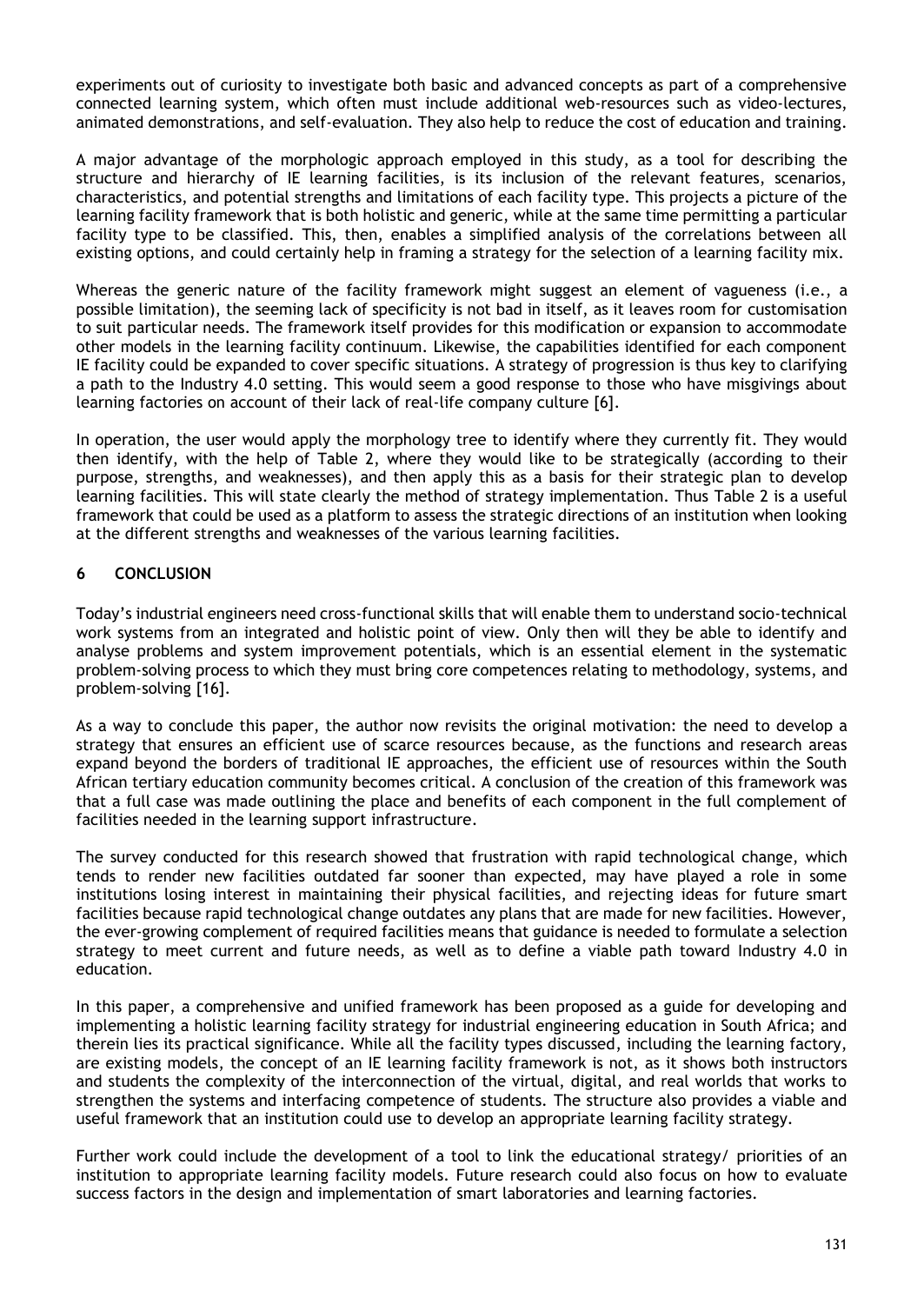experiments out of curiosity to investigate both basic and advanced concepts as part of a comprehensive connected learning system, which often must include additional web-resources such as video-lectures, animated demonstrations, and self-evaluation. They also help to reduce the cost of education and training.

A major advantage of the morphologic approach employed in this study, as a tool for describing the structure and hierarchy of IE learning facilities, is its inclusion of the relevant features, scenarios, characteristics, and potential strengths and limitations of each facility type. This projects a picture of the learning facility framework that is both holistic and generic, while at the same time permitting a particular facility type to be classified. This, then, enables a simplified analysis of the correlations between all existing options, and could certainly help in framing a strategy for the selection of a learning facility mix.

Whereas the generic nature of the facility framework might suggest an element of vagueness (i.e., a possible limitation), the seeming lack of specificity is not bad in itself, as it leaves room for customisation to suit particular needs. The framework itself provides for this modification or expansion to accommodate other models in the learning facility continuum. Likewise, the capabilities identified for each component IE facility could be expanded to cover specific situations. A strategy of progression is thus key to clarifying a path to the Industry 4.0 setting. This would seem a good response to those who have misgivings about learning factories on account of their lack of real-life company culture [6].

In operation, the user would apply the morphology tree to identify where they currently fit. They would then identify, with the help of Table 2, where they would like to be strategically (according to their purpose, strengths, and weaknesses), and then apply this as a basis for their strategic plan to develop learning facilities. This will state clearly the method of strategy implementation. Thus Table 2 is a useful framework that could be used as a platform to assess the strategic directions of an institution when looking at the different strengths and weaknesses of the various learning facilities.

## 6 CONCLUSION

Today's industrial engineers need cross-functional skills that will enable them to understand socio-technical work systems from an integrated and holistic point of view. Only then will they be able to identify and analyse problems and system improvement potentials, which is an essential element in the systematic problem-solving process to which they must bring core competences relating to methodology, systems, and problem-solving [16].

As a way to conclude this paper, the author now revisits the original motivation: the need to develop a strategy that ensures an efficient use of scarce resources because, as the functions and research areas expand beyond the borders of traditional IE approaches, the efficient use of resources within the South African tertiary education community becomes critical. A conclusion of the creation of this framework was that a full case was made outlining the place and benefits of each component in the full complement of facilities needed in the learning support infrastructure.

The survey conducted for this research showed that frustration with rapid technological change, which tends to render new facilities outdated far sooner than expected, may have played a role in some institutions losing interest in maintaining their physical facilities, and rejecting ideas for future smart facilities because rapid technological change outdates any plans that are made for new facilities. However, the ever-growing complement of required facilities means that guidance is needed to formulate a selection strategy to meet current and future needs, as well as to define a viable path toward Industry 4.0 in education.

In this paper, a comprehensive and unified framework has been proposed as a guide for developing and implementing a holistic learning facility strategy for industrial engineering education in South Africa; and therein lies its practical significance. While all the facility types discussed, including the learning factory, are existing models, the concept of an IE learning facility framework is not, as it shows both instructors and students the complexity of the interconnection of the virtual, digital, and real worlds that works to strengthen the systems and interfacing competence of students. The structure also provides a viable and useful framework that an institution could use to develop an appropriate learning facility strategy.

Further work could include the development of a tool to link the educational strategy/ priorities of an institution to appropriate learning facility models. Future research could also focus on how to evaluate success factors in the design and implementation of smart laboratories and learning factories.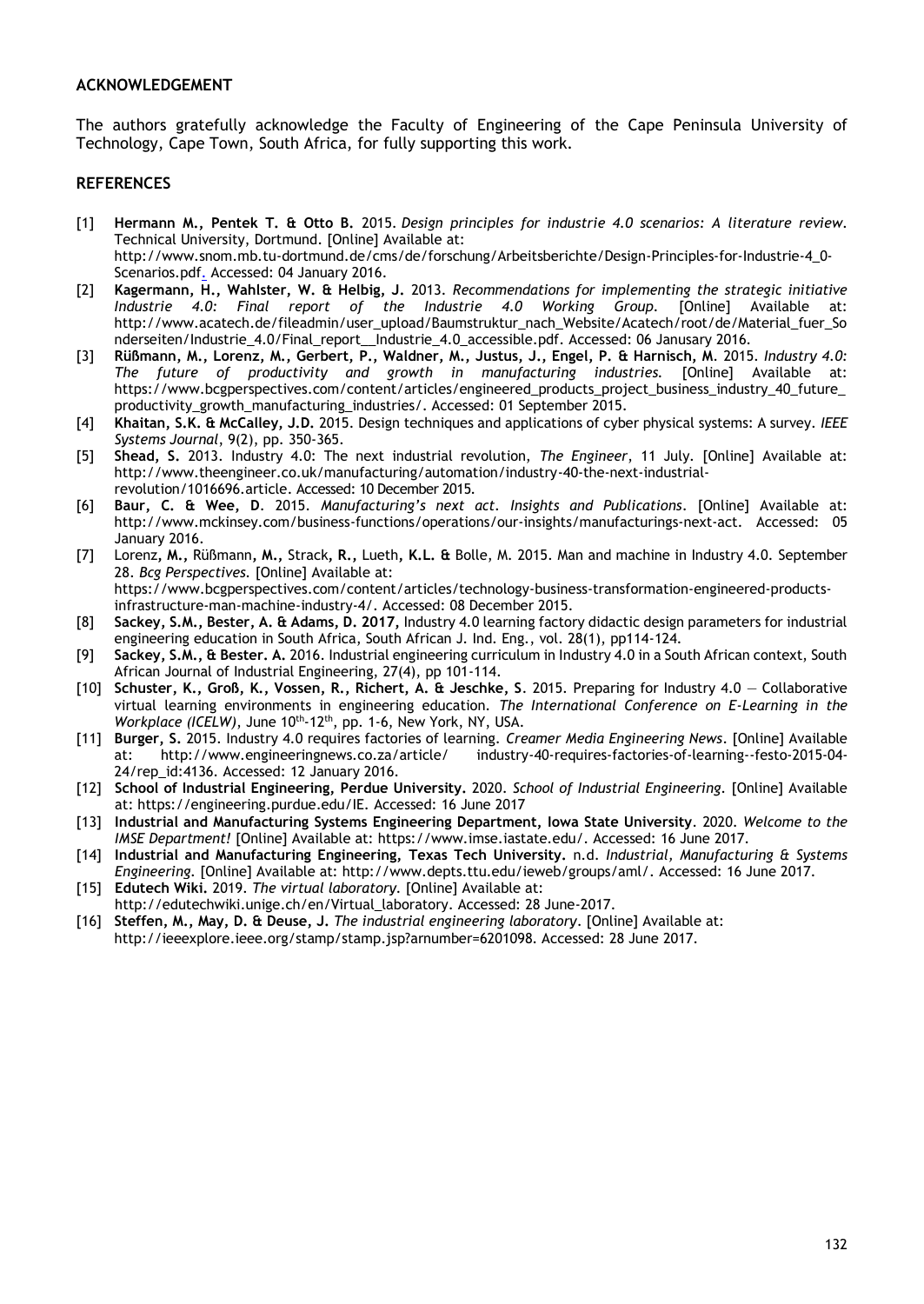## ACKNOWLEDGEMENT

The authors gratefully acknowledge the Faculty of Engineering of the Cape Peninsula University of Technology, Cape Town, South Africa, for fully supporting this work.

## REFERENCES

[1] **Hermann M., Pentek T. & Otto B.** 2015. *Design principles for industrie 4.0 scenarios: A literature review*. Technical University, Dortmund. [Online] Available at: http://www.snom.mb.tu-dortmund.de/cms/de/forschung/Arbeitsberichte/Design-Principles-for-Industrie-4_0-Scenarios.pdf. Accessed: 04 January 2016.

[2] **Kagermann, H., Wahlster, W. & Helbig, J.** 2013. *Recommendations for implementing the strategic initiative Industrie 4.0: Final report of the Industrie 4.0 Working Group*. [Online] Available at: http://www.acatech.de/fileadmin/user_upload/Baumstruktur_nach_Website/Acatech/root/de/Material_fuer_Sonderseiten/Industrie_4.0/Final_report__Industrie_4.0_accessible.pdf. Accessed: 06 Janusary 2016.

[3] **Rüßmann, M., Lorenz, M., Gerbert, P., Waldner, M., Justus, J., Engel, P. & Harnisch, M.** 2015. *Industry 4.0: The future of productivity and growth in manufacturing industries.* [Online] Available at: https://www.bcgperspectives.com/content/articles/engineered_products_project_business_industry_40_future_productivity_growth_manufacturing_industries/. Accessed: 01 September 2015.

[4] **Khaitan, S.K. & McCalley, J.D.** 2015. Design techniques and applications of cyber physical systems: A survey. *IEEE Systems Journal*, 9(2), pp. 350-365.

[5] **Shead, S.** 2013. Industry 4.0: The next industrial revolution, *The Engineer*, 11 July. [Online] Available at: http://www.theengineer.co.uk/manufacturing/automation/industry-40-the-next-industrial-revolution/1016696.article. Accessed: 10 December 2015.

[6] **Baur, C. & Wee, D**. 2015. *Manufacturing's next act. Insights and Publications*. [Online] Available at: http://www.mckinsey.com/business-functions/operations/our-insights/manufacturings-next-act. Accessed: 05 January 2016.

[7] Lorenz**, M.,** Rüßmann**, M.,** Strack**, R.,** Lueth**, K.L. &** Bolle, M. 2015. Man and machine in Industry 4.0. September 28. *Bcg Perspectives.* [Online] Available at: https://www.bcgperspectives.com/content/articles/technology-business-transformation-engineered-products-infrastructure-man-machine-industry-4/. Accessed: 08 December 2015.

[8] **Sackey, S.M., Bester, A. & Adams, D. 2017,** Industry 4.0 learning factory didactic design parameters for industrial engineering education in South Africa, South African J. Ind. Eng., vol. 28(1), pp114-124.

[9] **Sackey, S.M., & Bester. A.** 2016. Industrial engineering curriculum in Industry 4.0 in a South African context, South African Journal of Industrial Engineering, 27(4), pp 101-114.

[10] **Schuster, K., Groß, K., Vossen, R., Richert, A. & Jeschke, S**. 2015. Preparing for Industry 4.0 — Collaborative virtual learning environments in engineering education. *The International Conference on E-Learning in the Workplace (ICELW)*, June 10th-12th, pp. 1-6, New York, NY, USA.

[11] **Burger, S.** 2015. Industry 4.0 requires factories of learning. *Creamer Media Engineering News*. [Online] Available at: http://www.engineeringnews.co.za/article/ industry-40-requires-factories-of-learning--festo-2015-04-24/rep_id:4136. Accessed: 12 January 2016.

[12] **School of Industrial Engineering, Perdue University.** 2020. *School of Industrial Engineering*. [Online] Available at: https://engineering.purdue.edu/IE. Accessed: 16 June 2017

[13] **Industrial and Manufacturing Systems Engineering Department, Iowa State University**. 2020. *Welcome to the IMSE Department!* [Online] Available at: https://www.imse.iastate.edu/. Accessed: 16 June 2017.

[14] **Industrial and Manufacturing Engineering, Texas Tech University.** n.d. *Industrial, Manufacturing & Systems Engineering.* [Online] Available at: http://www.depts.ttu.edu/ieweb/groups/aml/. Accessed: 16 June 2017.

[15] **Edutech Wiki.** 2019. *The virtual laboratory*. [Online] Available at: http://edutechwiki.unige.ch/en/Virtual_laboratory. Accessed: 28 June-2017.

[16] **Steffen, M., May, D. & Deuse, J.** *The industrial engineering laboratory*. [Online] Available at: http://ieeexplore.ieee.org/stamp/stamp.jsp?arnumber=6201098. Accessed: 28 June 2017.